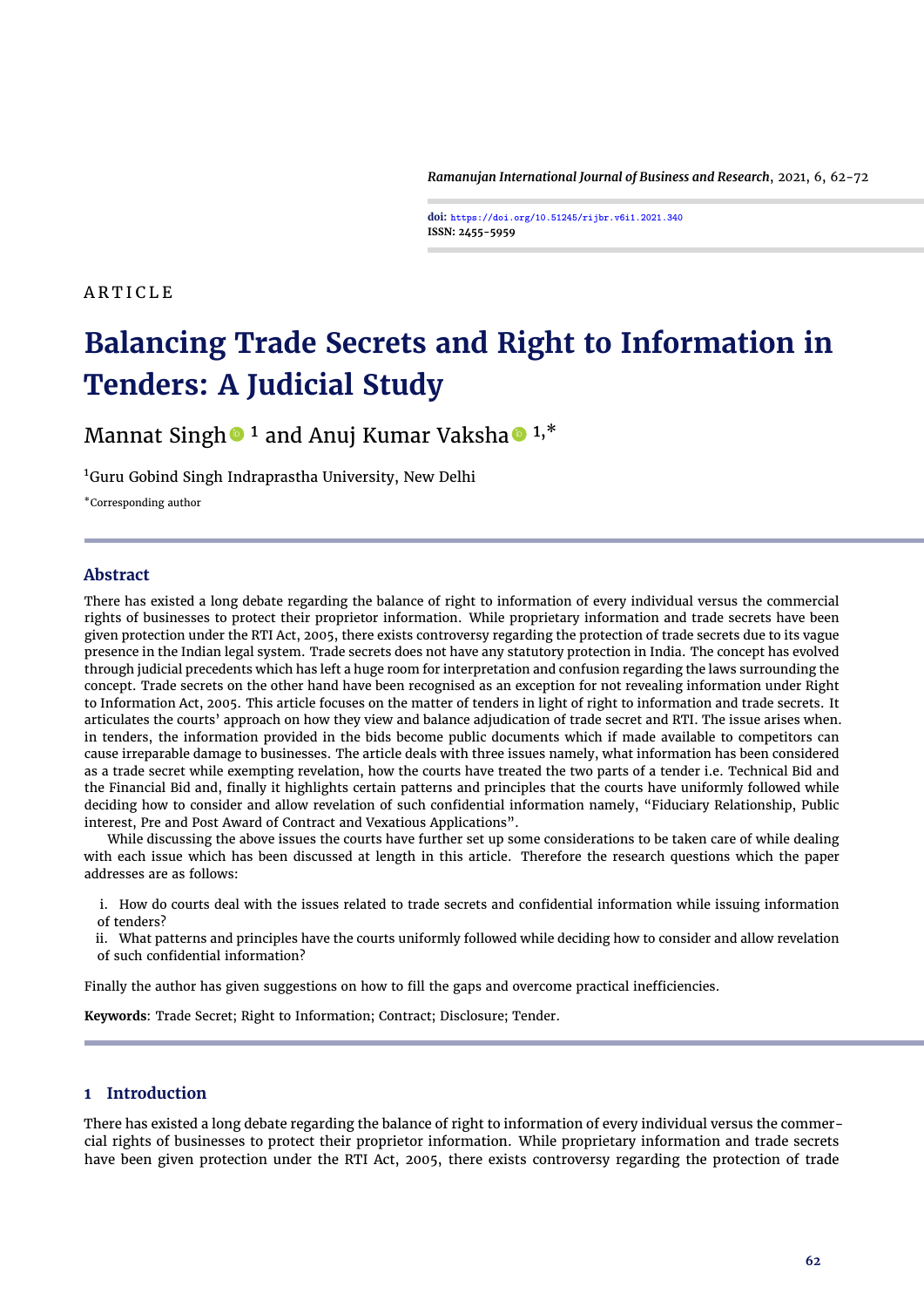ARTICLE

# Balancing Trade Secrets and Right to Information in Tenders: A Judicial Study

Mannat Singh [1] and Anuj Kumar Vaksha [1,*]

[1]Guru Gobind Singh Indraprastha University, New Delhi

[*]Corresponding author

## Abstract

There has existed a long debate regarding the balance of right to information of every individual versus the commercial rights of businesses to protect their proprietor information. While proprietary information and trade secrets have been given protection under the RTI Act, 2005, there exists controversy regarding the protection of trade secrets due to its vague presence in the Indian legal system. Trade secrets does not have any statutory protection in India. The concept has evolved through judicial precedents which has left a huge room for interpretation and confusion regarding the laws surrounding the concept. Trade secrets on the other hand have been recognised as an exception for not revealing information under Right to Information Act, 2005. This article focuses on the matter of tenders in light of right to information and trade secrets. It articulates the courts' approach on how they view and balance adjudication of trade secret and RTI. The issue arises when. in tenders, the information provided in the bids become public documents which if made available to competitors can cause irreparable damage to businesses. The article deals with three issues namely, what information has been considered as a trade secret while exempting revelation, how the courts have treated the two parts of a tender i.e. Technical Bid and the Financial Bid and, finally it highlights certain patterns and principles that the courts have uniformly followed while deciding how to consider and allow revelation of such confidential information namely, "Fiduciary Relationship, Public interest, Pre and Post Award of Contract and Vexatious Applications".

While discussing the above issues the courts have further set up some considerations to be taken care of while dealing with each issue which has been discussed at length in this article. Therefore the research questions which the paper addresses are as follows:

i. How do courts deal with the issues related to trade secrets and confidential information while issuing information of tenders?
ii. What patterns and principles have the courts uniformly followed while deciding how to consider and allow revelation of such confidential information?

Finally the author has given suggestions on how to fill the gaps and overcome practical inefficiencies.

**Keywords**: Trade Secret; Right to Information; Contract; Disclosure; Tender.

## 1 Introduction

There has existed a long debate regarding the balance of right to information of every individual versus the commercial rights of businesses to protect their proprietor information. While proprietary information and trade secrets have been given protection under the RTI Act, 2005, there exists controversy regarding the protection of trade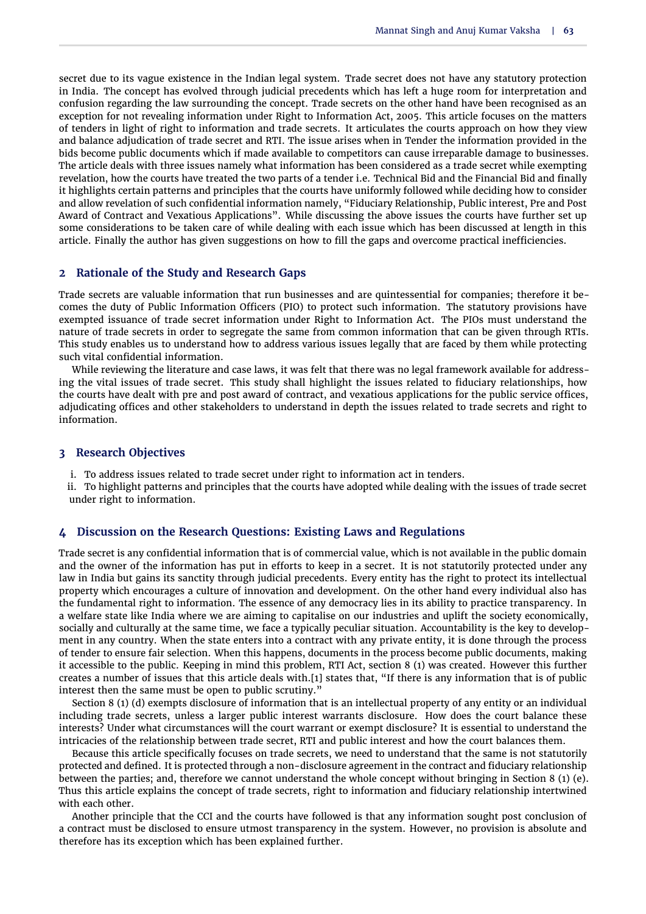secret due to its vague existence in the Indian legal system. Trade secret does not have any statutory protection in India. The concept has evolved through judicial precedents which has left a huge room for interpretation and confusion regarding the law surrounding the concept. Trade secrets on the other hand have been recognised as an exception for not revealing information under Right to Information Act, 2005. This article focuses on the matters of tenders in light of right to information and trade secrets. It articulates the courts approach on how they view and balance adjudication of trade secret and RTI. The issue arises when in Tender the information provided in the bids become public documents which if made available to competitors can cause irreparable damage to businesses. The article deals with three issues namely what information has been considered as a trade secret while exempting revelation, how the courts have treated the two parts of a tender i.e. Technical Bid and the Financial Bid and finally it highlights certain patterns and principles that the courts have uniformly followed while deciding how to consider and allow revelation of such confidential information namely, "Fiduciary Relationship, Public interest, Pre and Post Award of Contract and Vexatious Applications". While discussing the above issues the courts have further set up some considerations to be taken care of while dealing with each issue which has been discussed at length in this article. Finally the author has given suggestions on how to fill the gaps and overcome practical inefficiencies.

## 2 Rationale of the Study and Research Gaps

Trade secrets are valuable information that run businesses and are quintessential for companies; therefore it becomes the duty of Public Information Officers (PIO) to protect such information. The statutory provisions have exempted issuance of trade secret information under Right to Information Act. The PIOs must understand the nature of trade secrets in order to segregate the same from common information that can be given through RTIs. This study enables us to understand how to address various issues legally that are faced by them while protecting such vital confidential information.

While reviewing the literature and case laws, it was felt that there was no legal framework available for addressing the vital issues of trade secret. This study shall highlight the issues related to fiduciary relationships, how the courts have dealt with pre and post award of contract, and vexatious applications for the public service offices, adjudicating offices and other stakeholders to understand in depth the issues related to trade secrets and right to information.

## 3 Research Objectives

i. To address issues related to trade secret under right to information act in tenders.

ii. To highlight patterns and principles that the courts have adopted while dealing with the issues of trade secret under right to information.

## 4 Discussion on the Research Questions: Existing Laws and Regulations

Trade secret is any confidential information that is of commercial value, which is not available in the public domain and the owner of the information has put in efforts to keep in a secret. It is not statutorily protected under any law in India but gains its sanctity through judicial precedents. Every entity has the right to protect its intellectual property which encourages a culture of innovation and development. On the other hand every individual also has the fundamental right to information. The essence of any democracy lies in its ability to practice transparency. In a welfare state like India where we are aiming to capitalise on our industries and uplift the society economically, socially and culturally at the same time, we face a typically peculiar situation. Accountability is the key to development in any country. When the state enters into a contract with any private entity, it is done through the process of tender to ensure fair selection. When this happens, documents in the process become public documents, making it accessible to the public. Keeping in mind this problem, RTI Act, section 8 (1) was created. However this further creates a number of issues that this article deals with.[1] states that, "If there is any information that is of public interest then the same must be open to public scrutiny."

Section 8 (1) (d) exempts disclosure of information that is an intellectual property of any entity or an individual including trade secrets, unless a larger public interest warrants disclosure. How does the court balance these interests? Under what circumstances will the court warrant or exempt disclosure? It is essential to understand the intricacies of the relationship between trade secret, RTI and public interest and how the court balances them.

Because this article specifically focuses on trade secrets, we need to understand that the same is not statutorily protected and defined. It is protected through a non-disclosure agreement in the contract and fiduciary relationship between the parties; and, therefore we cannot understand the whole concept without bringing in Section 8 (1) (e). Thus this article explains the concept of trade secrets, right to information and fiduciary relationship intertwined with each other.

Another principle that the CCI and the courts have followed is that any information sought post conclusion of a contract must be disclosed to ensure utmost transparency in the system. However, no provision is absolute and therefore has its exception which has been explained further.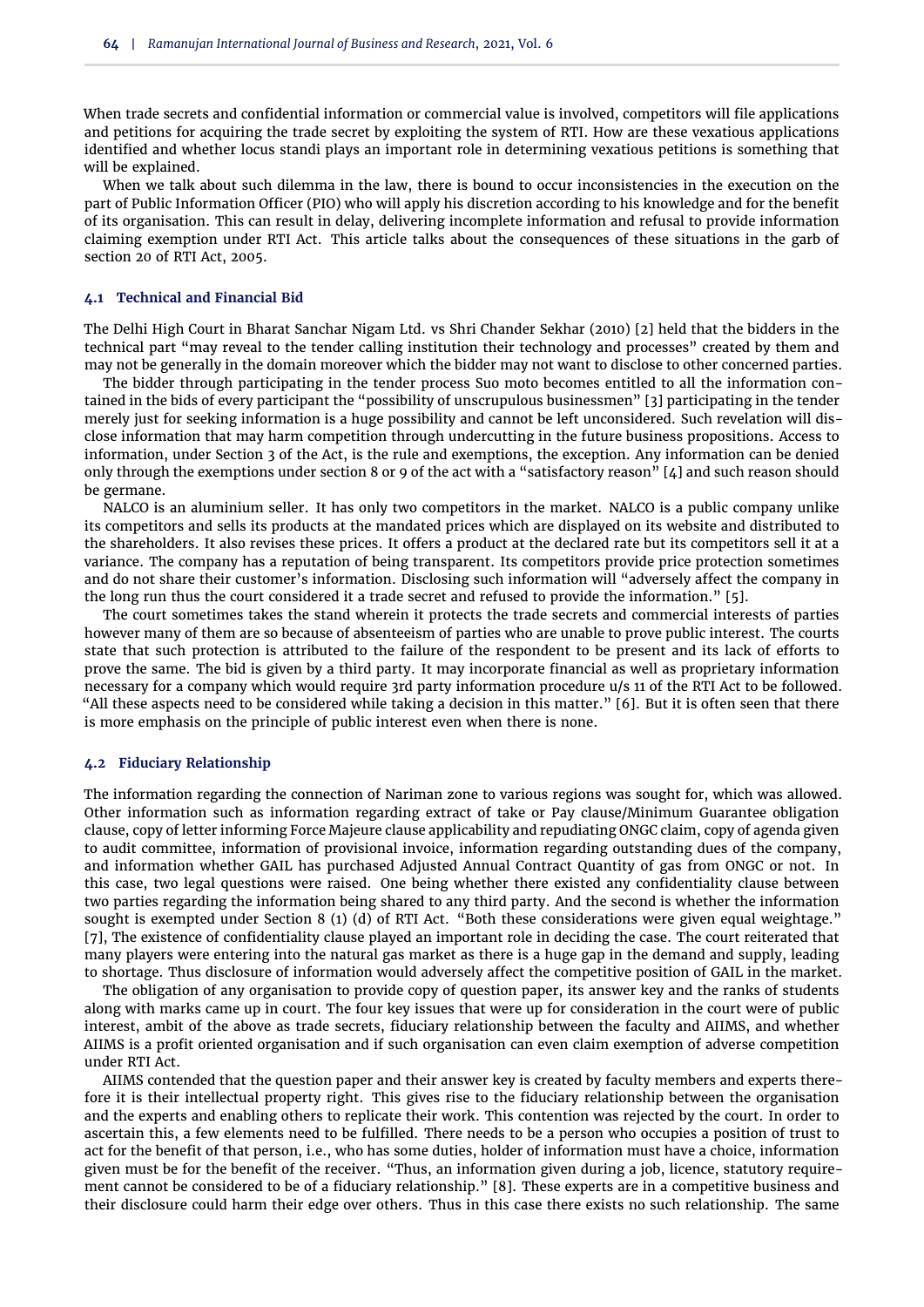When trade secrets and confidential information or commercial value is involved, competitors will file applications and petitions for acquiring the trade secret by exploiting the system of RTI. How are these vexatious applications identified and whether locus standi plays an important role in determining vexatious petitions is something that will be explained.

When we talk about such dilemma in the law, there is bound to occur inconsistencies in the execution on the part of Public Information Officer (PIO) who will apply his discretion according to his knowledge and for the benefit of its organisation. This can result in delay, delivering incomplete information and refusal to provide information claiming exemption under RTI Act. This article talks about the consequences of these situations in the garb of section 20 of RTI Act, 2005.

### 4.1 Technical and Financial Bid

The Delhi High Court in Bharat Sanchar Nigam Ltd. vs Shri Chander Sekhar (2010) [2] held that the bidders in the technical part "may reveal to the tender calling institution their technology and processes" created by them and may not be generally in the domain moreover which the bidder may not want to disclose to other concerned parties.

The bidder through participating in the tender process Suo moto becomes entitled to all the information contained in the bids of every participant the "possibility of unscrupulous businessmen" [3] participating in the tender merely just for seeking information is a huge possibility and cannot be left unconsidered. Such revelation will disclose information that may harm competition through undercutting in the future business propositions. Access to information, under Section 3 of the Act, is the rule and exemptions, the exception. Any information can be denied only through the exemptions under section 8 or 9 of the act with a "satisfactory reason" [4] and such reason should be germane.

NALCO is an aluminium seller. It has only two competitors in the market. NALCO is a public company unlike its competitors and sells its products at the mandated prices which are displayed on its website and distributed to the shareholders. It also revises these prices. It offers a product at the declared rate but its competitors sell it at a variance. The company has a reputation of being transparent. Its competitors provide price protection sometimes and do not share their customer's information. Disclosing such information will "adversely affect the company in the long run thus the court considered it a trade secret and refused to provide the information." [5].

The court sometimes takes the stand wherein it protects the trade secrets and commercial interests of parties however many of them are so because of absenteeism of parties who are unable to prove public interest. The courts state that such protection is attributed to the failure of the respondent to be present and its lack of efforts to prove the same. The bid is given by a third party. It may incorporate financial as well as proprietary information necessary for a company which would require 3rd party information procedure u/s 11 of the RTI Act to be followed. "All these aspects need to be considered while taking a decision in this matter." [6]. But it is often seen that there is more emphasis on the principle of public interest even when there is none.

### 4.2 Fiduciary Relationship

The information regarding the connection of Nariman zone to various regions was sought for, which was allowed. Other information such as information regarding extract of take or Pay clause/Minimum Guarantee obligation clause, copy of letter informing Force Majeure clause applicability and repudiating ONGC claim, copy of agenda given to audit committee, information of provisional invoice, information regarding outstanding dues of the company, and information whether GAIL has purchased Adjusted Annual Contract Quantity of gas from ONGC or not. In this case, two legal questions were raised. One being whether there existed any confidentiality clause between two parties regarding the information being shared to any third party. And the second is whether the information sought is exempted under Section 8 (1) (d) of RTI Act. "Both these considerations were given equal weightage." [7], The existence of confidentiality clause played an important role in deciding the case. The court reiterated that many players were entering into the natural gas market as there is a huge gap in the demand and supply, leading to shortage. Thus disclosure of information would adversely affect the competitive position of GAIL in the market.

The obligation of any organisation to provide copy of question paper, its answer key and the ranks of students along with marks came up in court. The four key issues that were up for consideration in the court were of public interest, ambit of the above as trade secrets, fiduciary relationship between the faculty and AIIMS, and whether AIIMS is a profit oriented organisation and if such organisation can even claim exemption of adverse competition under RTI Act.

AIIMS contended that the question paper and their answer key is created by faculty members and experts therefore it is their intellectual property right. This gives rise to the fiduciary relationship between the organisation and the experts and enabling others to replicate their work. This contention was rejected by the court. In order to ascertain this, a few elements need to be fulfilled. There needs to be a person who occupies a position of trust to act for the benefit of that person, i.e., who has some duties, holder of information must have a choice, information given must be for the benefit of the receiver. "Thus, an information given during a job, licence, statutory requirement cannot be considered to be of a fiduciary relationship." [8]. These experts are in a competitive business and their disclosure could harm their edge over others. Thus in this case there exists no such relationship. The same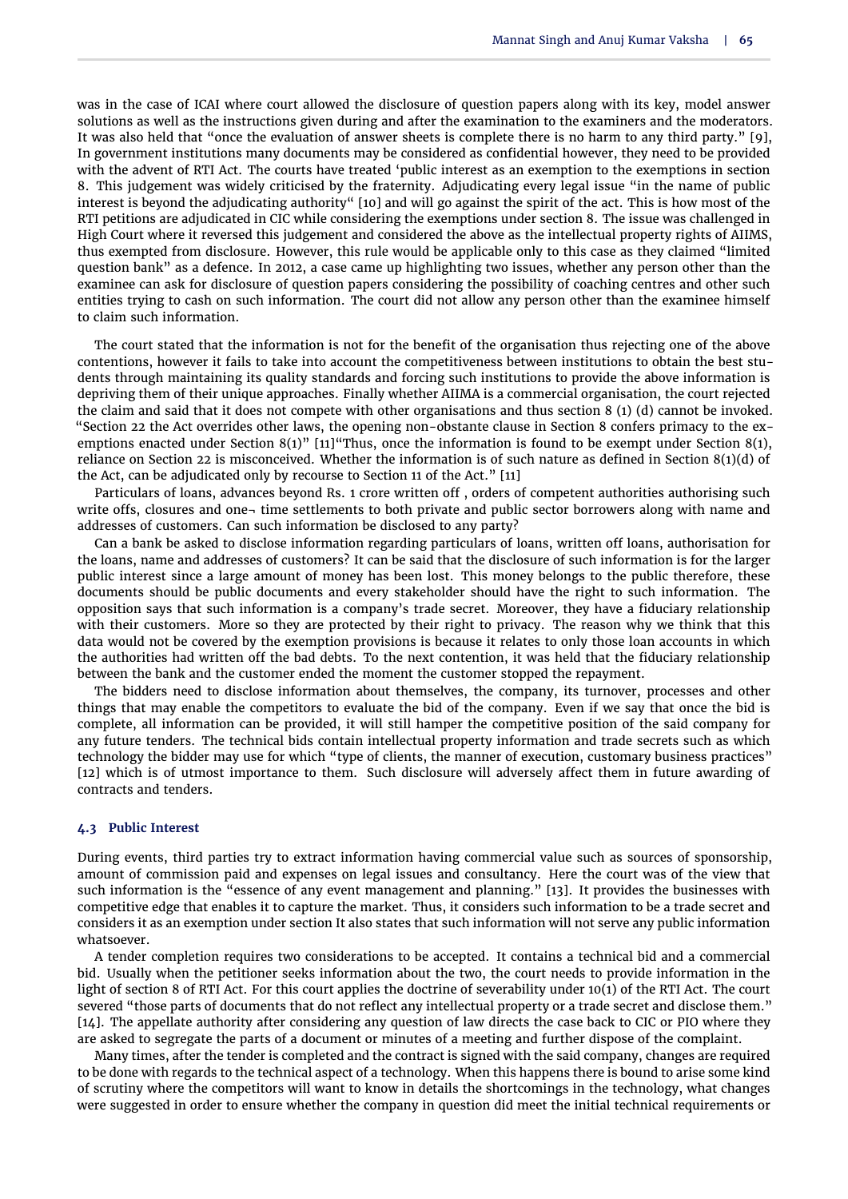was in the case of ICAI where court allowed the disclosure of question papers along with its key, model answer solutions as well as the instructions given during and after the examination to the examiners and the moderators. It was also held that "once the evaluation of answer sheets is complete there is no harm to any third party." [9], In government institutions many documents may be considered as confidential however, they need to be provided with the advent of RTI Act. The courts have treated 'public interest as an exemption to the exemptions in section 8. This judgement was widely criticised by the fraternity. Adjudicating every legal issue "in the name of public interest is beyond the adjudicating authority" [10] and will go against the spirit of the act. This is how most of the RTI petitions are adjudicated in CIC while considering the exemptions under section 8. The issue was challenged in High Court where it reversed this judgement and considered the above as the intellectual property rights of AIIMS, thus exempted from disclosure. However, this rule would be applicable only to this case as they claimed "limited question bank" as a defence. In 2012, a case came up highlighting two issues, whether any person other than the examinee can ask for disclosure of question papers considering the possibility of coaching centres and other such entities trying to cash on such information. The court did not allow any person other than the examinee himself to claim such information.

The court stated that the information is not for the benefit of the organisation thus rejecting one of the above contentions, however it fails to take into account the competitiveness between institutions to obtain the best students through maintaining its quality standards and forcing such institutions to provide the above information is depriving them of their unique approaches. Finally whether AIIMA is a commercial organisation, the court rejected the claim and said that it does not compete with other organisations and thus section 8 (1) (d) cannot be invoked. "Section 22 the Act overrides other laws, the opening non-obstante clause in Section 8 confers primacy to the exemptions enacted under Section 8(1)" [11]"Thus, once the information is found to be exempt under Section 8(1), reliance on Section 22 is misconceived. Whether the information is of such nature as defined in Section 8(1)(d) of the Act, can be adjudicated only by recourse to Section 11 of the Act." [11]

Particulars of loans, advances beyond Rs. 1 crore written off , orders of competent authorities authorising such write offs, closures and one¬ time settlements to both private and public sector borrowers along with name and addresses of customers. Can such information be disclosed to any party?

Can a bank be asked to disclose information regarding particulars of loans, written off loans, authorisation for the loans, name and addresses of customers? It can be said that the disclosure of such information is for the larger public interest since a large amount of money has been lost. This money belongs to the public therefore, these documents should be public documents and every stakeholder should have the right to such information. The opposition says that such information is a company's trade secret. Moreover, they have a fiduciary relationship with their customers. More so they are protected by their right to privacy. The reason why we think that this data would not be covered by the exemption provisions is because it relates to only those loan accounts in which the authorities had written off the bad debts. To the next contention, it was held that the fiduciary relationship between the bank and the customer ended the moment the customer stopped the repayment.

The bidders need to disclose information about themselves, the company, its turnover, processes and other things that may enable the competitors to evaluate the bid of the company. Even if we say that once the bid is complete, all information can be provided, it will still hamper the competitive position of the said company for any future tenders. The technical bids contain intellectual property information and trade secrets such as which technology the bidder may use for which "type of clients, the manner of execution, customary business practices" [12] which is of utmost importance to them. Such disclosure will adversely affect them in future awarding of contracts and tenders.

### 4.3 Public Interest

During events, third parties try to extract information having commercial value such as sources of sponsorship, amount of commission paid and expenses on legal issues and consultancy. Here the court was of the view that such information is the "essence of any event management and planning." [13]. It provides the businesses with competitive edge that enables it to capture the market. Thus, it considers such information to be a trade secret and considers it as an exemption under section It also states that such information will not serve any public information whatsoever.

A tender completion requires two considerations to be accepted. It contains a technical bid and a commercial bid. Usually when the petitioner seeks information about the two, the court needs to provide information in the light of section 8 of RTI Act. For this court applies the doctrine of severability under 10(1) of the RTI Act. The court severed "those parts of documents that do not reflect any intellectual property or a trade secret and disclose them." [14]. The appellate authority after considering any question of law directs the case back to CIC or PIO where they are asked to segregate the parts of a document or minutes of a meeting and further dispose of the complaint.

Many times, after the tender is completed and the contract is signed with the said company, changes are required to be done with regards to the technical aspect of a technology. When this happens there is bound to arise some kind of scrutiny where the competitors will want to know in details the shortcomings in the technology, what changes were suggested in order to ensure whether the company in question did meet the initial technical requirements or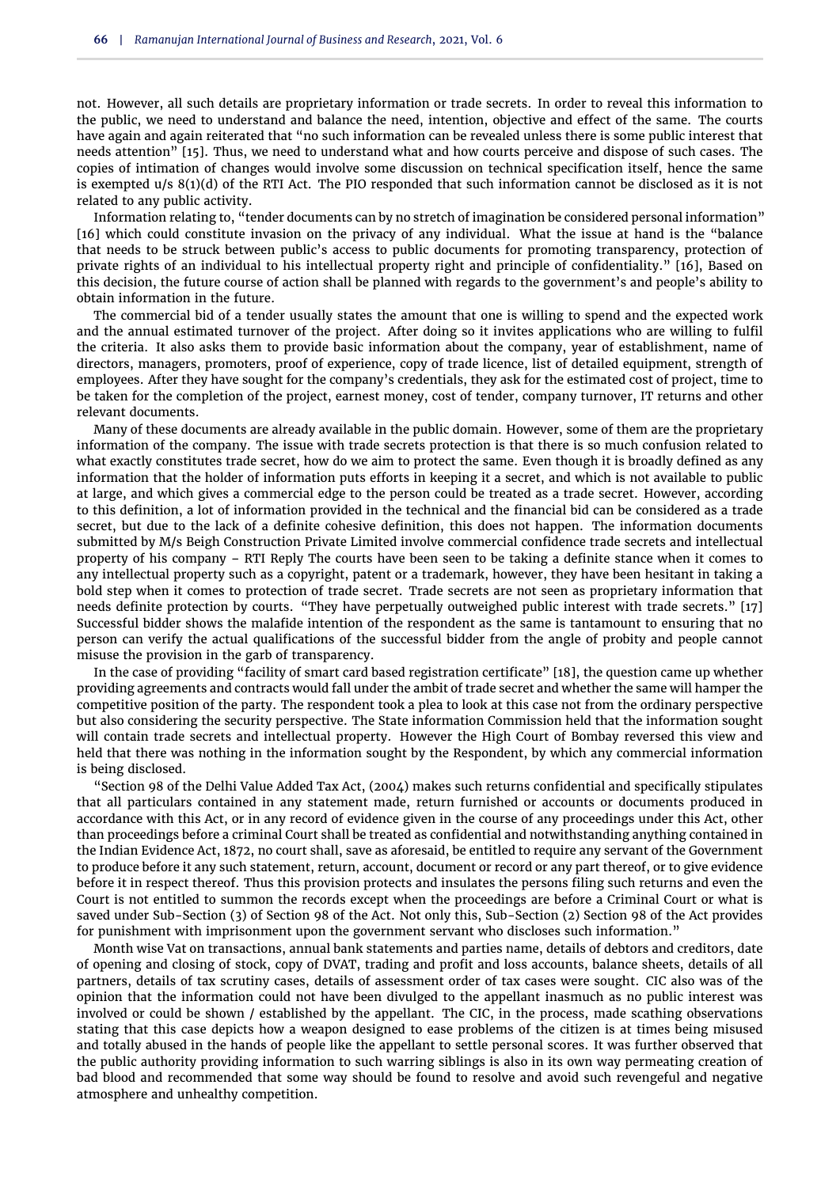not. However, all such details are proprietary information or trade secrets. In order to reveal this information to the public, we need to understand and balance the need, intention, objective and effect of the same. The courts have again and again reiterated that "no such information can be revealed unless there is some public interest that needs attention" [15]. Thus, we need to understand what and how courts perceive and dispose of such cases. The copies of intimation of changes would involve some discussion on technical specification itself, hence the same is exempted u/s 8(1)(d) of the RTI Act. The PIO responded that such information cannot be disclosed as it is not related to any public activity.

Information relating to, "tender documents can by no stretch of imagination be considered personal information" [16] which could constitute invasion on the privacy of any individual. What the issue at hand is the "balance that needs to be struck between public's access to public documents for promoting transparency, protection of private rights of an individual to his intellectual property right and principle of confidentiality." [16], Based on this decision, the future course of action shall be planned with regards to the government's and people's ability to obtain information in the future.

The commercial bid of a tender usually states the amount that one is willing to spend and the expected work and the annual estimated turnover of the project. After doing so it invites applications who are willing to fulfil the criteria. It also asks them to provide basic information about the company, year of establishment, name of directors, managers, promoters, proof of experience, copy of trade licence, list of detailed equipment, strength of employees. After they have sought for the company's credentials, they ask for the estimated cost of project, time to be taken for the completion of the project, earnest money, cost of tender, company turnover, IT returns and other relevant documents.

Many of these documents are already available in the public domain. However, some of them are the proprietary information of the company. The issue with trade secrets protection is that there is so much confusion related to what exactly constitutes trade secret, how do we aim to protect the same. Even though it is broadly defined as any information that the holder of information puts efforts in keeping it a secret, and which is not available to public at large, and which gives a commercial edge to the person could be treated as a trade secret. However, according to this definition, a lot of information provided in the technical and the financial bid can be considered as a trade secret, but due to the lack of a definite cohesive definition, this does not happen. The information documents submitted by M/s Beigh Construction Private Limited involve commercial confidence trade secrets and intellectual property of his company – RTI Reply The courts have been seen to be taking a definite stance when it comes to any intellectual property such as a copyright, patent or a trademark, however, they have been hesitant in taking a bold step when it comes to protection of trade secret. Trade secrets are not seen as proprietary information that needs definite protection by courts. "They have perpetually outweighed public interest with trade secrets." [17] Successful bidder shows the malafide intention of the respondent as the same is tantamount to ensuring that no person can verify the actual qualifications of the successful bidder from the angle of probity and people cannot misuse the provision in the garb of transparency.

In the case of providing "facility of smart card based registration certificate" [18], the question came up whether providing agreements and contracts would fall under the ambit of trade secret and whether the same will hamper the competitive position of the party. The respondent took a plea to look at this case not from the ordinary perspective but also considering the security perspective. The State information Commission held that the information sought will contain trade secrets and intellectual property. However the High Court of Bombay reversed this view and held that there was nothing in the information sought by the Respondent, by which any commercial information is being disclosed.

"Section 98 of the Delhi Value Added Tax Act, (2004) makes such returns confidential and specifically stipulates that all particulars contained in any statement made, return furnished or accounts or documents produced in accordance with this Act, or in any record of evidence given in the course of any proceedings under this Act, other than proceedings before a criminal Court shall be treated as confidential and notwithstanding anything contained in the Indian Evidence Act, 1872, no court shall, save as aforesaid, be entitled to require any servant of the Government to produce before it any such statement, return, account, document or record or any part thereof, or to give evidence before it in respect thereof. Thus this provision protects and insulates the persons filing such returns and even the Court is not entitled to summon the records except when the proceedings are before a Criminal Court or what is saved under Sub-Section (3) of Section 98 of the Act. Not only this, Sub-Section (2) Section 98 of the Act provides for punishment with imprisonment upon the government servant who discloses such information."

Month wise Vat on transactions, annual bank statements and parties name, details of debtors and creditors, date of opening and closing of stock, copy of DVAT, trading and profit and loss accounts, balance sheets, details of all partners, details of tax scrutiny cases, details of assessment order of tax cases were sought. CIC also was of the opinion that the information could not have been divulged to the appellant inasmuch as no public interest was involved or could be shown / established by the appellant. The CIC, in the process, made scathing observations stating that this case depicts how a weapon designed to ease problems of the citizen is at times being misused and totally abused in the hands of people like the appellant to settle personal scores. It was further observed that the public authority providing information to such warring siblings is also in its own way permeating creation of bad blood and recommended that some way should be found to resolve and avoid such revengeful and negative atmosphere and unhealthy competition.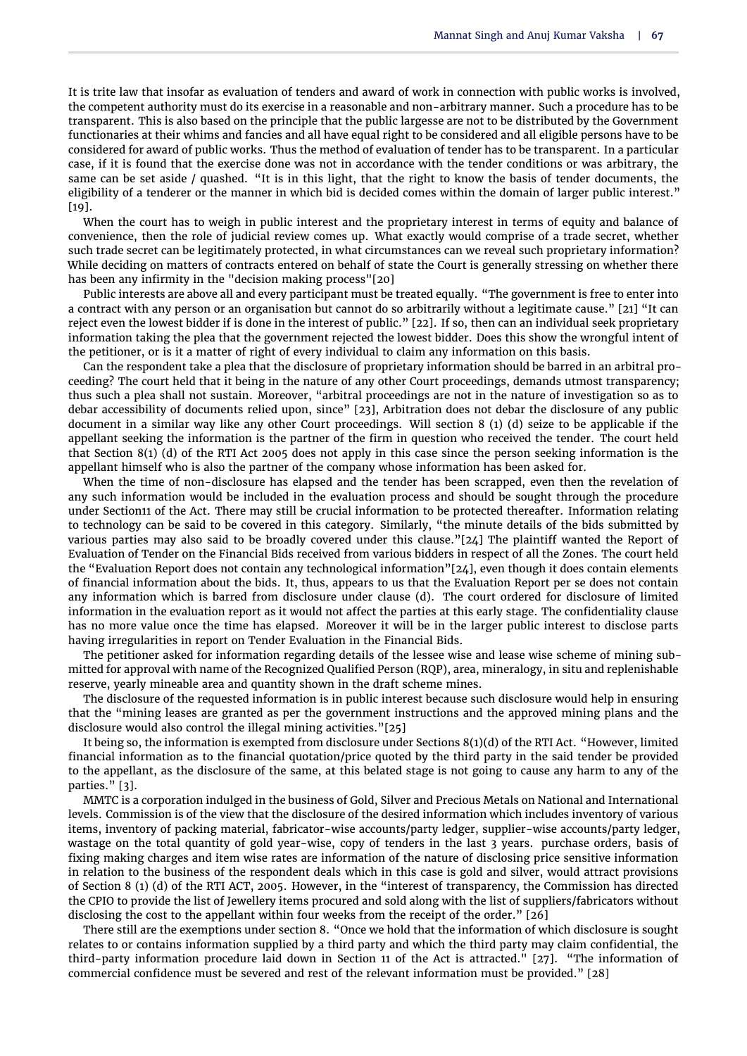It is trite law that insofar as evaluation of tenders and award of work in connection with public works is involved, the competent authority must do its exercise in a reasonable and non-arbitrary manner. Such a procedure has to be transparent. This is also based on the principle that the public largesse are not to be distributed by the Government functionaries at their whims and fancies and all have equal right to be considered and all eligible persons have to be considered for award of public works. Thus the method of evaluation of tender has to be transparent. In a particular case, if it is found that the exercise done was not in accordance with the tender conditions or was arbitrary, the same can be set aside / quashed. "It is in this light, that the right to know the basis of tender documents, the eligibility of a tenderer or the manner in which bid is decided comes within the domain of larger public interest." [19].

When the court has to weigh in public interest and the proprietary interest in terms of equity and balance of convenience, then the role of judicial review comes up. What exactly would comprise of a trade secret, whether such trade secret can be legitimately protected, in what circumstances can we reveal such proprietary information? While deciding on matters of contracts entered on behalf of state the Court is generally stressing on whether there has been any infirmity in the "decision making process"[20]

Public interests are above all and every participant must be treated equally. "The government is free to enter into a contract with any person or an organisation but cannot do so arbitrarily without a legitimate cause." [21] "It can reject even the lowest bidder if is done in the interest of public." [22]. If so, then can an individual seek proprietary information taking the plea that the government rejected the lowest bidder. Does this show the wrongful intent of the petitioner, or is it a matter of right of every individual to claim any information on this basis.

Can the respondent take a plea that the disclosure of proprietary information should be barred in an arbitral proceeding? The court held that it being in the nature of any other Court proceedings, demands utmost transparency; thus such a plea shall not sustain. Moreover, "arbitral proceedings are not in the nature of investigation so as to debar accessibility of documents relied upon, since" [23], Arbitration does not debar the disclosure of any public document in a similar way like any other Court proceedings. Will section 8 (1) (d) seize to be applicable if the appellant seeking the information is the partner of the firm in question who received the tender. The court held that Section 8(1) (d) of the RTI Act 2005 does not apply in this case since the person seeking information is the appellant himself who is also the partner of the company whose information has been asked for.

When the time of non-disclosure has elapsed and the tender has been scrapped, even then the revelation of any such information would be included in the evaluation process and should be sought through the procedure under Section11 of the Act. There may still be crucial information to be protected thereafter. Information relating to technology can be said to be covered in this category. Similarly, "the minute details of the bids submitted by various parties may also said to be broadly covered under this clause."[24] The plaintiff wanted the Report of Evaluation of Tender on the Financial Bids received from various bidders in respect of all the Zones. The court held the "Evaluation Report does not contain any technological information"[24], even though it does contain elements of financial information about the bids. It, thus, appears to us that the Evaluation Report per se does not contain any information which is barred from disclosure under clause (d). The court ordered for disclosure of limited information in the evaluation report as it would not affect the parties at this early stage. The confidentiality clause has no more value once the time has elapsed. Moreover it will be in the larger public interest to disclose parts having irregularities in report on Tender Evaluation in the Financial Bids.

The petitioner asked for information regarding details of the lessee wise and lease wise scheme of mining submitted for approval with name of the Recognized Qualified Person (RQP), area, mineralogy, in situ and replenishable reserve, yearly mineable area and quantity shown in the draft scheme mines.

The disclosure of the requested information is in public interest because such disclosure would help in ensuring that the "mining leases are granted as per the government instructions and the approved mining plans and the disclosure would also control the illegal mining activities."[25]

It being so, the information is exempted from disclosure under Sections 8(1)(d) of the RTI Act. "However, limited financial information as to the financial quotation/price quoted by the third party in the said tender be provided to the appellant, as the disclosure of the same, at this belated stage is not going to cause any harm to any of the parties." [3].

MMTC is a corporation indulged in the business of Gold, Silver and Precious Metals on National and International levels. Commission is of the view that the disclosure of the desired information which includes inventory of various items, inventory of packing material, fabricator-wise accounts/party ledger, supplier-wise accounts/party ledger, wastage on the total quantity of gold year-wise, copy of tenders in the last 3 years. purchase orders, basis of fixing making charges and item wise rates are information of the nature of disclosing price sensitive information in relation to the business of the respondent deals which in this case is gold and silver, would attract provisions of Section 8 (1) (d) of the RTI ACT, 2005. However, in the "interest of transparency, the Commission has directed the CPIO to provide the list of Jewellery items procured and sold along with the list of suppliers/fabricators without disclosing the cost to the appellant within four weeks from the receipt of the order." [26]

There still are the exemptions under section 8. "Once we hold that the information of which disclosure is sought relates to or contains information supplied by a third party and which the third party may claim confidential, the third-party information procedure laid down in Section 11 of the Act is attracted." [27]. "The information of commercial confidence must be severed and rest of the relevant information must be provided." [28]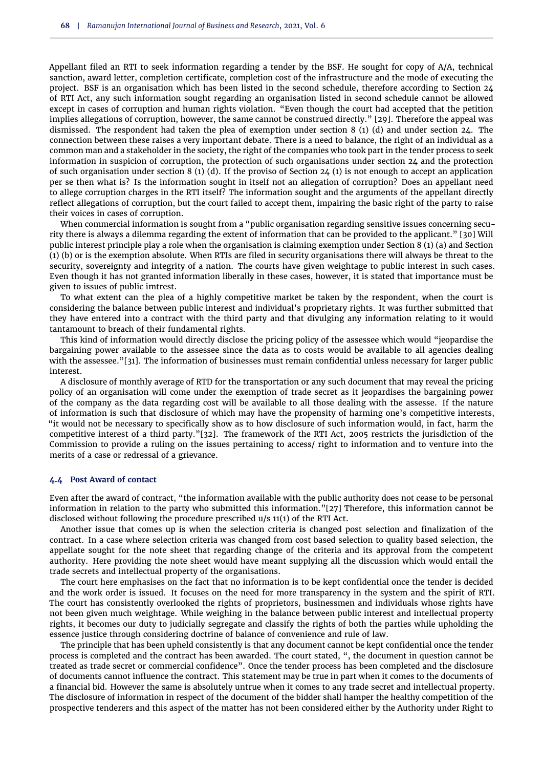Appellant filed an RTI to seek information regarding a tender by the BSF. He sought for copy of A/A, technical sanction, award letter, completion certificate, completion cost of the infrastructure and the mode of executing the project. BSF is an organisation which has been listed in the second schedule, therefore according to Section 24 of RTI Act, any such information sought regarding an organisation listed in second schedule cannot be allowed except in cases of corruption and human rights violation. "Even though the court had accepted that the petition implies allegations of corruption, however, the same cannot be construed directly." [29]. Therefore the appeal was dismissed. The respondent had taken the plea of exemption under section 8 (1) (d) and under section 24. The connection between these raises a very important debate. There is a need to balance, the right of an individual as a common man and a stakeholder in the society, the right of the companies who took part in the tender process to seek information in suspicion of corruption, the protection of such organisations under section 24 and the protection of such organisation under section 8 (1) (d). If the proviso of Section 24 (1) is not enough to accept an application per se then what is? Is the information sought in itself not an allegation of corruption? Does an appellant need to allege corruption charges in the RTI itself? The information sought and the arguments of the appellant directly reflect allegations of corruption, but the court failed to accept them, impairing the basic right of the party to raise their voices in cases of corruption.

When commercial information is sought from a "public organisation regarding sensitive issues concerning security there is always a dilemma regarding the extent of information that can be provided to the applicant." [30] Will public interest principle play a role when the organisation is claiming exemption under Section 8 (1) (a) and Section (1) (b) or is the exemption absolute. When RTIs are filed in security organisations there will always be threat to the security, sovereignty and integrity of a nation. The courts have given weightage to public interest in such cases. Even though it has not granted information liberally in these cases, however, it is stated that importance must be given to issues of public imtrest.

To what extent can the plea of a highly competitive market be taken by the respondent, when the court is considering the balance between public interest and individual's proprietary rights. It was further submitted that they have entered into a contract with the third party and that divulging any information relating to it would tantamount to breach of their fundamental rights.

This kind of information would directly disclose the pricing policy of the assessee which would "jeopardise the bargaining power available to the assessee since the data as to costs would be available to all agencies dealing with the assessee."[31]. The information of businesses must remain confidential unless necessary for larger public interest.

A disclosure of monthly average of RTD for the transportation or any such document that may reveal the pricing policy of an organisation will come under the exemption of trade secret as it jeopardises the bargaining power of the company as the data regarding cost will be available to all those dealing with the assesse. If the nature of information is such that disclosure of which may have the propensity of harming one's competitive interests, "it would not be necessary to specifically show as to how disclosure of such information would, in fact, harm the competitive interest of a third party."[32]. The framework of the RTI Act, 2005 restricts the jurisdiction of the Commission to provide a ruling on the issues pertaining to access/ right to information and to venture into the merits of a case or redressal of a grievance.

### 4.4 Post Award of contact

Even after the award of contract, "the information available with the public authority does not cease to be personal information in relation to the party who submitted this information."[27] Therefore, this information cannot be disclosed without following the procedure prescribed u/s 11(1) of the RTI Act.

Another issue that comes up is when the selection criteria is changed post selection and finalization of the contract. In a case where selection criteria was changed from cost based selection to quality based selection, the appellate sought for the note sheet that regarding change of the criteria and its approval from the competent authority. Here providing the note sheet would have meant supplying all the discussion which would entail the trade secrets and intellectual property of the organisations.

The court here emphasises on the fact that no information is to be kept confidential once the tender is decided and the work order is issued. It focuses on the need for more transparency in the system and the spirit of RTI. The court has consistently overlooked the rights of proprietors, businessmen and individuals whose rights have not been given much weightage. While weighing in the balance between public interest and intellectual property rights, it becomes our duty to judicially segregate and classify the rights of both the parties while upholding the essence justice through considering doctrine of balance of convenience and rule of law.

The principle that has been upheld consistently is that any document cannot be kept confidential once the tender process is completed and the contract has been awarded. The court stated, ", the document in question cannot be treated as trade secret or commercial confidence". Once the tender process has been completed and the disclosure of documents cannot influence the contract. This statement may be true in part when it comes to the documents of a financial bid. However the same is absolutely untrue when it comes to any trade secret and intellectual property. The disclosure of information in respect of the document of the bidder shall hamper the healthy competition of the prospective tenderers and this aspect of the matter has not been considered either by the Authority under Right to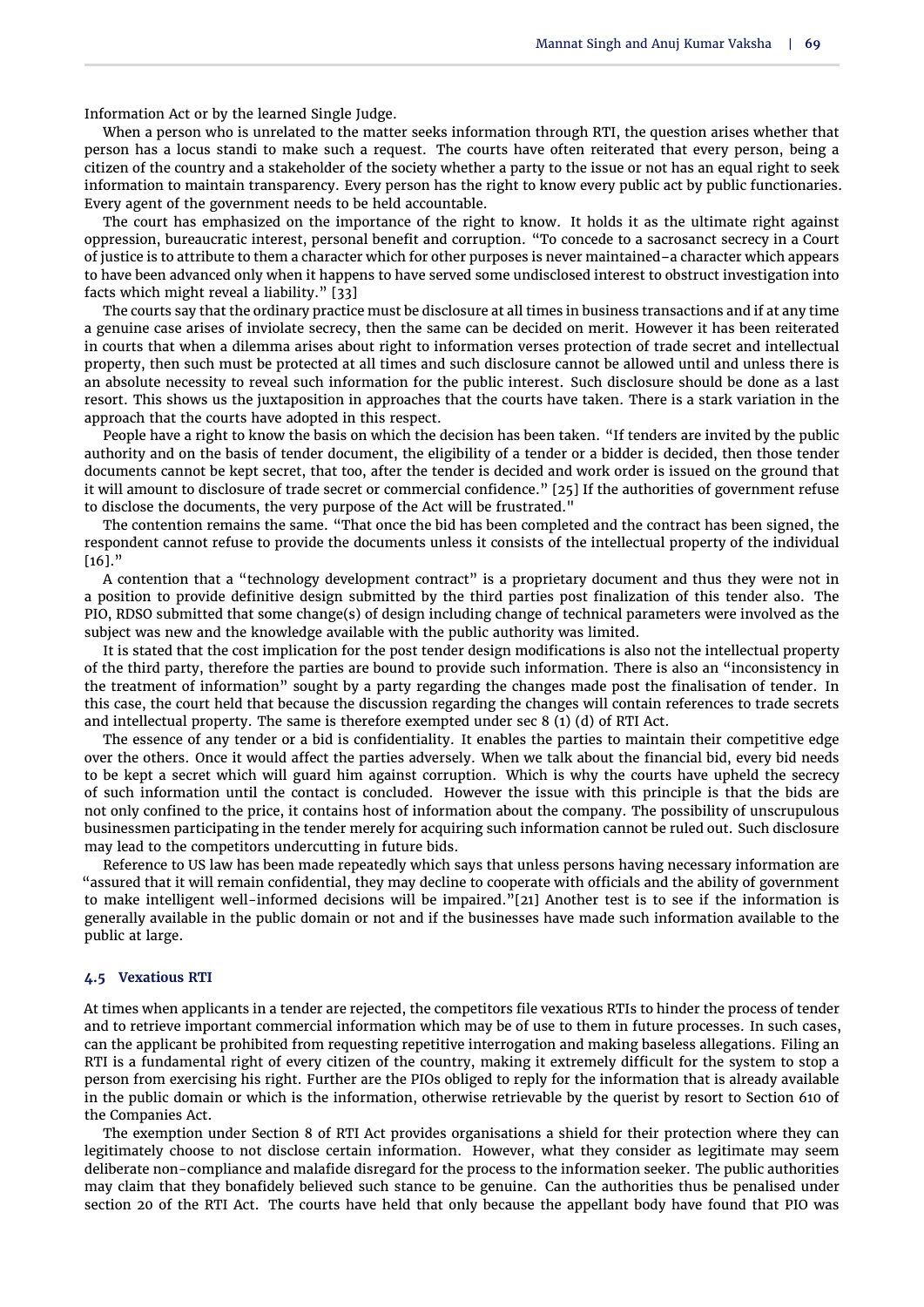Information Act or by the learned Single Judge.

When a person who is unrelated to the matter seeks information through RTI, the question arises whether that person has a locus standi to make such a request. The courts have often reiterated that every person, being a citizen of the country and a stakeholder of the society whether a party to the issue or not has an equal right to seek information to maintain transparency. Every person has the right to know every public act by public functionaries. Every agent of the government needs to be held accountable.

The court has emphasized on the importance of the right to know. It holds it as the ultimate right against oppression, bureaucratic interest, personal benefit and corruption. "To concede to a sacrosanct secrecy in a Court of justice is to attribute to them a character which for other purposes is never maintained–a character which appears to have been advanced only when it happens to have served some undisclosed interest to obstruct investigation into facts which might reveal a liability." [33]

The courts say that the ordinary practice must be disclosure at all times in business transactions and if at any time a genuine case arises of inviolate secrecy, then the same can be decided on merit. However it has been reiterated in courts that when a dilemma arises about right to information verses protection of trade secret and intellectual property, then such must be protected at all times and such disclosure cannot be allowed until and unless there is an absolute necessity to reveal such information for the public interest. Such disclosure should be done as a last resort. This shows us the juxtaposition in approaches that the courts have taken. There is a stark variation in the approach that the courts have adopted in this respect.

People have a right to know the basis on which the decision has been taken. "If tenders are invited by the public authority and on the basis of tender document, the eligibility of a tender or a bidder is decided, then those tender documents cannot be kept secret, that too, after the tender is decided and work order is issued on the ground that it will amount to disclosure of trade secret or commercial confidence." [25] If the authorities of government refuse to disclose the documents, the very purpose of the Act will be frustrated."

The contention remains the same. "That once the bid has been completed and the contract has been signed, the respondent cannot refuse to provide the documents unless it consists of the intellectual property of the individual [16]."

A contention that a "technology development contract" is a proprietary document and thus they were not in a position to provide definitive design submitted by the third parties post finalization of this tender also. The PIO, RDSO submitted that some change(s) of design including change of technical parameters were involved as the subject was new and the knowledge available with the public authority was limited.

It is stated that the cost implication for the post tender design modifications is also not the intellectual property of the third party, therefore the parties are bound to provide such information. There is also an "inconsistency in the treatment of information" sought by a party regarding the changes made post the finalisation of tender. In this case, the court held that because the discussion regarding the changes will contain references to trade secrets and intellectual property. The same is therefore exempted under sec 8 (1) (d) of RTI Act.

The essence of any tender or a bid is confidentiality. It enables the parties to maintain their competitive edge over the others. Once it would affect the parties adversely. When we talk about the financial bid, every bid needs to be kept a secret which will guard him against corruption. Which is why the courts have upheld the secrecy of such information until the contact is concluded. However the issue with this principle is that the bids are not only confined to the price, it contains host of information about the company. The possibility of unscrupulous businessmen participating in the tender merely for acquiring such information cannot be ruled out. Such disclosure may lead to the competitors undercutting in future bids.

Reference to US law has been made repeatedly which says that unless persons having necessary information are "assured that it will remain confidential, they may decline to cooperate with officials and the ability of government to make intelligent well-informed decisions will be impaired."[21] Another test is to see if the information is generally available in the public domain or not and if the businesses have made such information available to the public at large.

### 4.5 Vexatious RTI

At times when applicants in a tender are rejected, the competitors file vexatious RTIs to hinder the process of tender and to retrieve important commercial information which may be of use to them in future processes. In such cases, can the applicant be prohibited from requesting repetitive interrogation and making baseless allegations. Filing an RTI is a fundamental right of every citizen of the country, making it extremely difficult for the system to stop a person from exercising his right. Further are the PIOs obliged to reply for the information that is already available in the public domain or which is the information, otherwise retrievable by the querist by resort to Section 610 of the Companies Act.

The exemption under Section 8 of RTI Act provides organisations a shield for their protection where they can legitimately choose to not disclose certain information. However, what they consider as legitimate may seem deliberate non-compliance and malafide disregard for the process to the information seeker. The public authorities may claim that they bonafidely believed such stance to be genuine. Can the authorities thus be penalised under section 20 of the RTI Act. The courts have held that only because the appellant body have found that PIO was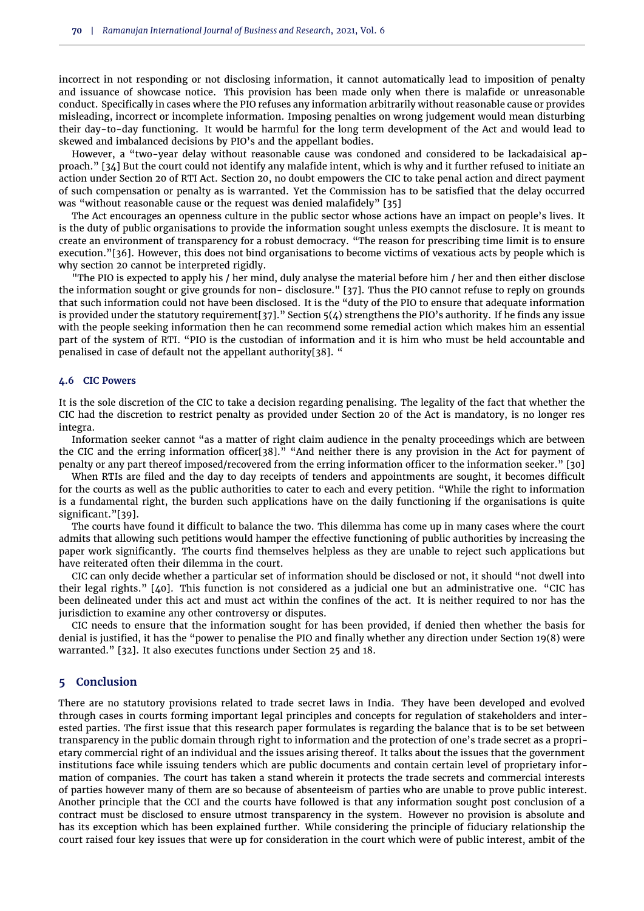incorrect in not responding or not disclosing information, it cannot automatically lead to imposition of penalty and issuance of showcase notice. This provision has been made only when there is malafide or unreasonable conduct. Specifically in cases where the PIO refuses any information arbitrarily without reasonable cause or provides misleading, incorrect or incomplete information. Imposing penalties on wrong judgement would mean disturbing their day-to-day functioning. It would be harmful for the long term development of the Act and would lead to skewed and imbalanced decisions by PIO's and the appellant bodies.

However, a "two-year delay without reasonable cause was condoned and considered to be lackadaisical approach." [34] But the court could not identify any malafide intent, which is why and it further refused to initiate an action under Section 20 of RTI Act. Section 20, no doubt empowers the CIC to take penal action and direct payment of such compensation or penalty as is warranted. Yet the Commission has to be satisfied that the delay occurred was "without reasonable cause or the request was denied malafidely" [35]

The Act encourages an openness culture in the public sector whose actions have an impact on people's lives. It is the duty of public organisations to provide the information sought unless exempts the disclosure. It is meant to create an environment of transparency for a robust democracy. "The reason for prescribing time limit is to ensure execution."[36]. However, this does not bind organisations to become victims of vexatious acts by people which is why section 20 cannot be interpreted rigidly.

"The PIO is expected to apply his / her mind, duly analyse the material before him / her and then either disclose the information sought or give grounds for non- disclosure." [37]. Thus the PIO cannot refuse to reply on grounds that such information could not have been disclosed. It is the "duty of the PIO to ensure that adequate information is provided under the statutory requirement[37]." Section 5(4) strengthens the PIO's authority. If he finds any issue with the people seeking information then he can recommend some remedial action which makes him an essential part of the system of RTI. "PIO is the custodian of information and it is him who must be held accountable and penalised in case of default not the appellant authority[38]. "

### 4.6 CIC Powers

It is the sole discretion of the CIC to take a decision regarding penalising. The legality of the fact that whether the CIC had the discretion to restrict penalty as provided under Section 20 of the Act is mandatory, is no longer res integra.

Information seeker cannot "as a matter of right claim audience in the penalty proceedings which are between the CIC and the erring information officer[38]." "And neither there is any provision in the Act for payment of penalty or any part thereof imposed/recovered from the erring information officer to the information seeker." [30]

When RTIs are filed and the day to day receipts of tenders and appointments are sought, it becomes difficult for the courts as well as the public authorities to cater to each and every petition. "While the right to information is a fundamental right, the burden such applications have on the daily functioning if the organisations is quite significant."[39].

The courts have found it difficult to balance the two. This dilemma has come up in many cases where the court admits that allowing such petitions would hamper the effective functioning of public authorities by increasing the paper work significantly. The courts find themselves helpless as they are unable to reject such applications but have reiterated often their dilemma in the court.

CIC can only decide whether a particular set of information should be disclosed or not, it should "not dwell into their legal rights." [40]. This function is not considered as a judicial one but an administrative one. "CIC has been delineated under this act and must act within the confines of the act. It is neither required to nor has the jurisdiction to examine any other controversy or disputes.

CIC needs to ensure that the information sought for has been provided, if denied then whether the basis for denial is justified, it has the "power to penalise the PIO and finally whether any direction under Section 19(8) were warranted." [32]. It also executes functions under Section 25 and 18.

## 5 Conclusion

There are no statutory provisions related to trade secret laws in India. They have been developed and evolved through cases in courts forming important legal principles and concepts for regulation of stakeholders and interested parties. The first issue that this research paper formulates is regarding the balance that is to be set between transparency in the public domain through right to information and the protection of one's trade secret as a proprietary commercial right of an individual and the issues arising thereof. It talks about the issues that the government institutions face while issuing tenders which are public documents and contain certain level of proprietary information of companies. The court has taken a stand wherein it protects the trade secrets and commercial interests of parties however many of them are so because of absenteeism of parties who are unable to prove public interest. Another principle that the CCI and the courts have followed is that any information sought post conclusion of a contract must be disclosed to ensure utmost transparency in the system. However no provision is absolute and has its exception which has been explained further. While considering the principle of fiduciary relationship the court raised four key issues that were up for consideration in the court which were of public interest, ambit of the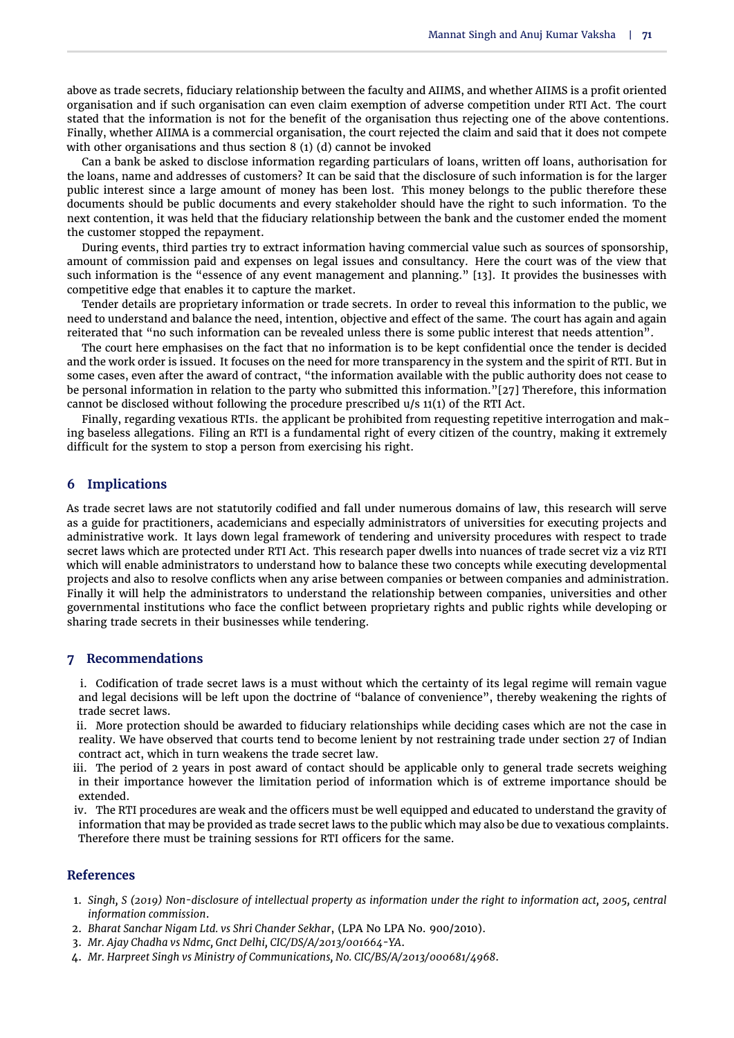above as trade secrets, fiduciary relationship between the faculty and AIIMS, and whether AIIMS is a profit oriented organisation and if such organisation can even claim exemption of adverse competition under RTI Act. The court stated that the information is not for the benefit of the organisation thus rejecting one of the above contentions. Finally, whether AIIMA is a commercial organisation, the court rejected the claim and said that it does not compete with other organisations and thus section 8 (1) (d) cannot be invoked

Can a bank be asked to disclose information regarding particulars of loans, written off loans, authorisation for the loans, name and addresses of customers? It can be said that the disclosure of such information is for the larger public interest since a large amount of money has been lost. This money belongs to the public therefore these documents should be public documents and every stakeholder should have the right to such information. To the next contention, it was held that the fiduciary relationship between the bank and the customer ended the moment the customer stopped the repayment.

During events, third parties try to extract information having commercial value such as sources of sponsorship, amount of commission paid and expenses on legal issues and consultancy. Here the court was of the view that such information is the "essence of any event management and planning." [13]. It provides the businesses with competitive edge that enables it to capture the market.

Tender details are proprietary information or trade secrets. In order to reveal this information to the public, we need to understand and balance the need, intention, objective and effect of the same. The court has again and again reiterated that "no such information can be revealed unless there is some public interest that needs attention".

The court here emphasises on the fact that no information is to be kept confidential once the tender is decided and the work order is issued. It focuses on the need for more transparency in the system and the spirit of RTI. But in some cases, even after the award of contract, "the information available with the public authority does not cease to be personal information in relation to the party who submitted this information."[27] Therefore, this information cannot be disclosed without following the procedure prescribed u/s 11(1) of the RTI Act.

Finally, regarding vexatious RTIs. the applicant be prohibited from requesting repetitive interrogation and making baseless allegations. Filing an RTI is a fundamental right of every citizen of the country, making it extremely difficult for the system to stop a person from exercising his right.

## 6 Implications

As trade secret laws are not statutorily codified and fall under numerous domains of law, this research will serve as a guide for practitioners, academicians and especially administrators of universities for executing projects and administrative work. It lays down legal framework of tendering and university procedures with respect to trade secret laws which are protected under RTI Act. This research paper dwells into nuances of trade secret viz a viz RTI which will enable administrators to understand how to balance these two concepts while executing developmental projects and also to resolve conflicts when any arise between companies or between companies and administration. Finally it will help the administrators to understand the relationship between companies, universities and other governmental institutions who face the conflict between proprietary rights and public rights while developing or sharing trade secrets in their businesses while tendering.

## 7 Recommendations

i. Codification of trade secret laws is a must without which the certainty of its legal regime will remain vague and legal decisions will be left upon the doctrine of "balance of convenience", thereby weakening the rights of trade secret laws.

ii. More protection should be awarded to fiduciary relationships while deciding cases which are not the case in reality. We have observed that courts tend to become lenient by not restraining trade under section 27 of Indian contract act, which in turn weakens the trade secret law.

iii. The period of 2 years in post award of contact should be applicable only to general trade secrets weighing in their importance however the limitation period of information which is of extreme importance should be extended.

iv. The RTI procedures are weak and the officers must be well equipped and educated to understand the gravity of information that may be provided as trade secret laws to the public which may also be due to vexatious complaints. Therefore there must be training sessions for RTI officers for the same.

## References

1. *Singh, S (2019) Non-disclosure of intellectual property as information under the right to information act, 2005, central information commission*.
2. *Bharat Sanchar Nigam Ltd. vs Shri Chander Sekhar*, (LPA No LPA No. 900/2010).
3. *Mr. Ajay Chadha vs Ndmc, Gnct Delhi, CIC/DS/A/2013/001664-YA*.
4. *Mr. Harpreet Singh vs Ministry of Communications, No. CIC/BS/A/2013/000681/4968*.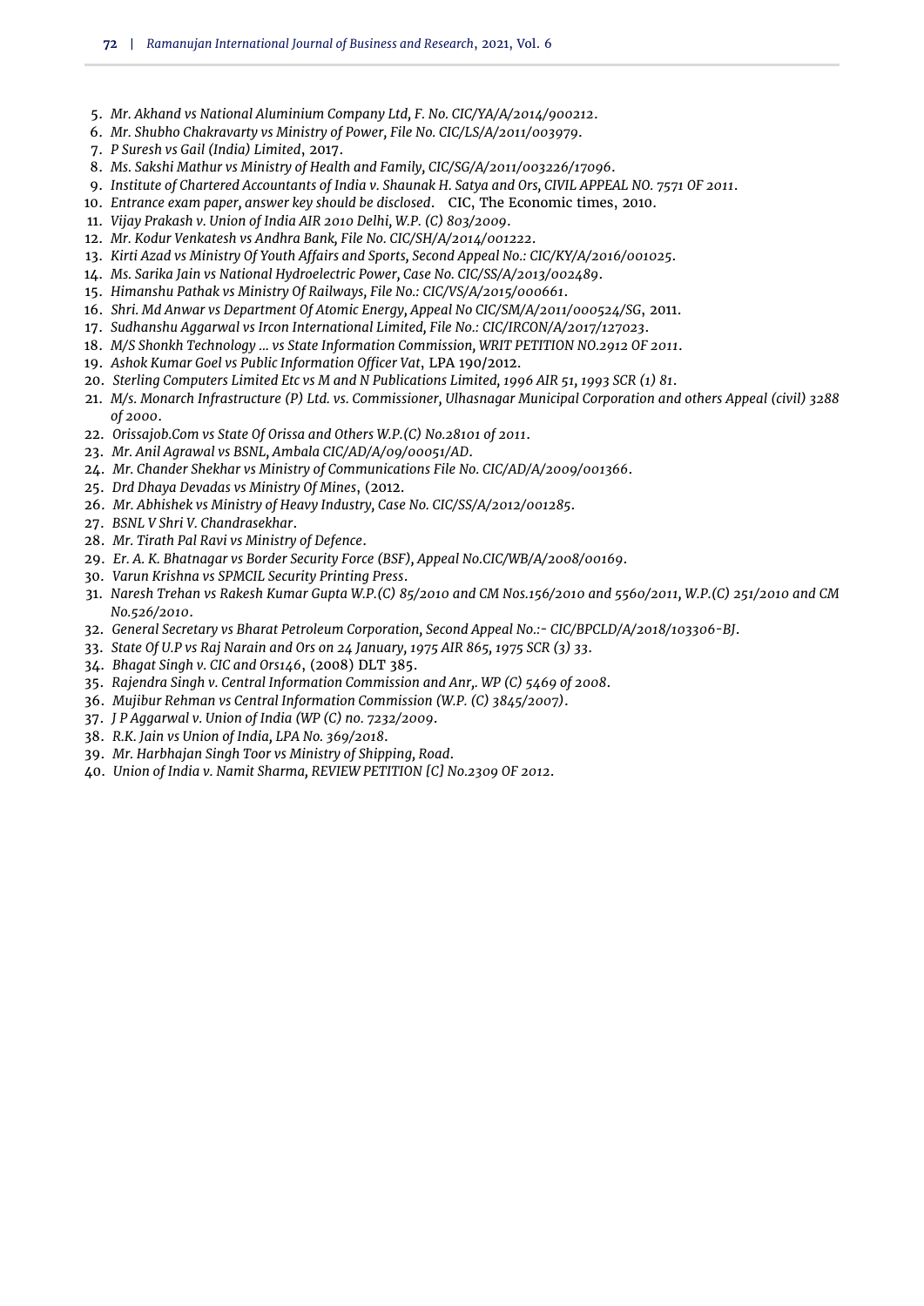5. *Mr. Akhand vs National Aluminium Company Ltd, F. No. CIC/YA/A/2014/900212*.
6. *Mr. Shubho Chakravarty vs Ministry of Power, File No. CIC/LS/A/2011/003979*.
7. *P Suresh vs Gail (India) Limited*, 2017.
8. *Ms. Sakshi Mathur vs Ministry of Health and Family, CIC/SG/A/2011/003226/17096*.
9. *Institute of Chartered Accountants of India v. Shaunak H. Satya and Ors, CIVIL APPEAL NO. 7571 OF 2011*.
10. *Entrance exam paper, answer key should be disclosed*. CIC, The Economic times, 2010.
11. *Vijay Prakash v. Union of India AIR 2010 Delhi, W.P. (C) 803/2009*.
12. *Mr. Kodur Venkatesh vs Andhra Bank, File No. CIC/SH/A/2014/001222*.
13. *Kirti Azad vs Ministry Of Youth Affairs and Sports, Second Appeal No.: CIC/KY/A/2016/001025*.
14. *Ms. Sarika Jain vs National Hydroelectric Power, Case No. CIC/SS/A/2013/002489*.
15. *Himanshu Pathak vs Ministry Of Railways, File No.: CIC/VS/A/2015/000661*.
16. *Shri. Md Anwar vs Department Of Atomic Energy, Appeal No CIC/SM/A/2011/000524/SG*, 2011.
17. *Sudhanshu Aggarwal vs Ircon International Limited, File No.: CIC/IRCON/A/2017/127023*.
18. *M/S Shonkh Technology ... vs State Information Commission, WRIT PETITION NO.2912 OF 2011*.
19. *Ashok Kumar Goel vs Public Information Officer Vat*, LPA 190/2012.
20. *Sterling Computers Limited Etc vs M and N Publications Limited, 1996 AIR 51, 1993 SCR (1) 81*.
21. *M/s. Monarch Infrastructure (P) Ltd. vs. Commissioner, Ulhasnagar Municipal Corporation and others Appeal (civil) 3288 of 2000*.
22. *Orissajob.Com vs State Of Orissa and Others W.P.(C) No.28101 of 2011*.
23. *Mr. Anil Agrawal vs BSNL, Ambala CIC/AD/A/09/00051/AD*.
24. *Mr. Chander Shekhar vs Ministry of Communications File No. CIC/AD/A/2009/001366*.
25. *Drd Dhaya Devadas vs Ministry Of Mines*, (2012.
26. *Mr. Abhishek vs Ministry of Heavy Industry, Case No. CIC/SS/A/2012/001285*.
27. *BSNL V Shri V. Chandrasekhar*.
28. *Mr. Tirath Pal Ravi vs Ministry of Defence*.
29. *Er. A. K. Bhatnagar vs Border Security Force (BSF), Appeal No.CIC/WB/A/2008/00169*.
30. *Varun Krishna vs SPMCIL Security Printing Press*.
31. *Naresh Trehan vs Rakesh Kumar Gupta W.P.(C) 85/2010 and CM Nos.156/2010 and 5560/2011, W.P.(C) 251/2010 and CM No.526/2010*.
32. *General Secretary vs Bharat Petroleum Corporation, Second Appeal No.:- CIC/BPCLD/A/2018/103306-BJ*.
33. *State Of U.P vs Raj Narain and Ors on 24 January, 1975 AIR 865, 1975 SCR (3) 33*.
34. *Bhagat Singh v. CIC and Ors146*, (2008) DLT 385.
35. *Rajendra Singh v. Central Information Commission and Anr,. WP (C) 5469 of 2008*.
36. *Mujibur Rehman vs Central Information Commission (W.P. (C) 3845/2007)*.
37. *J P Aggarwal v. Union of India (WP (C) no. 7232/2009*.
38. *R.K. Jain vs Union of India, LPA No. 369/2018*.
39. *Mr. Harbhajan Singh Toor vs Ministry of Shipping, Road*.
40. *Union of India v. Namit Sharma, REVIEW PETITION [C] No.2309 OF 2012*.